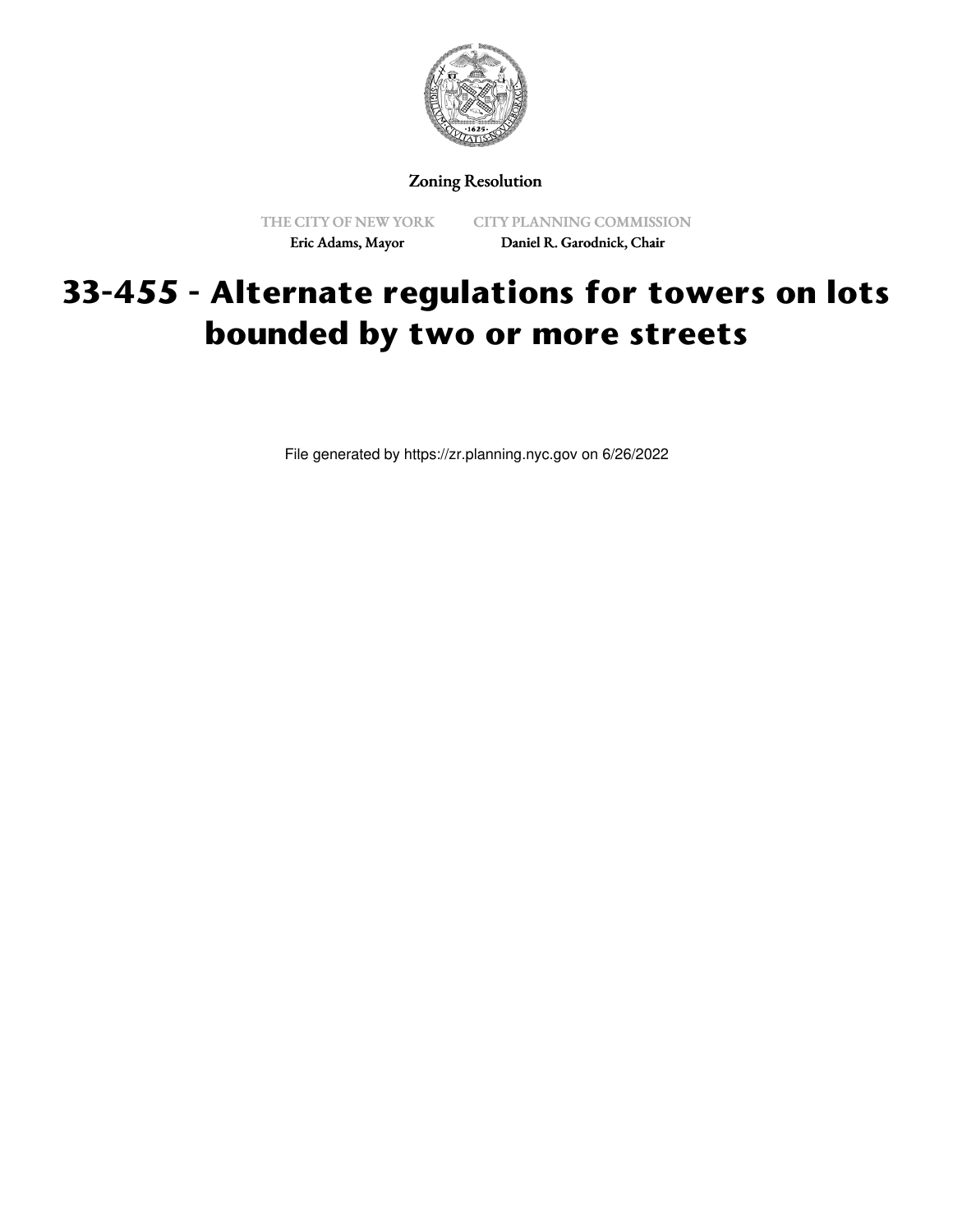Zoning Resolution

THE CITY OF NEW YORK
Eric Adams, Mayor

CITY PLANNING COMMISSION
Daniel R. Garodnick, Chair

# 33-455 - Alternate regulations for towers on lots bounded by two or more streets

File generated by https://zr.planning.nyc.gov on 6/26/2022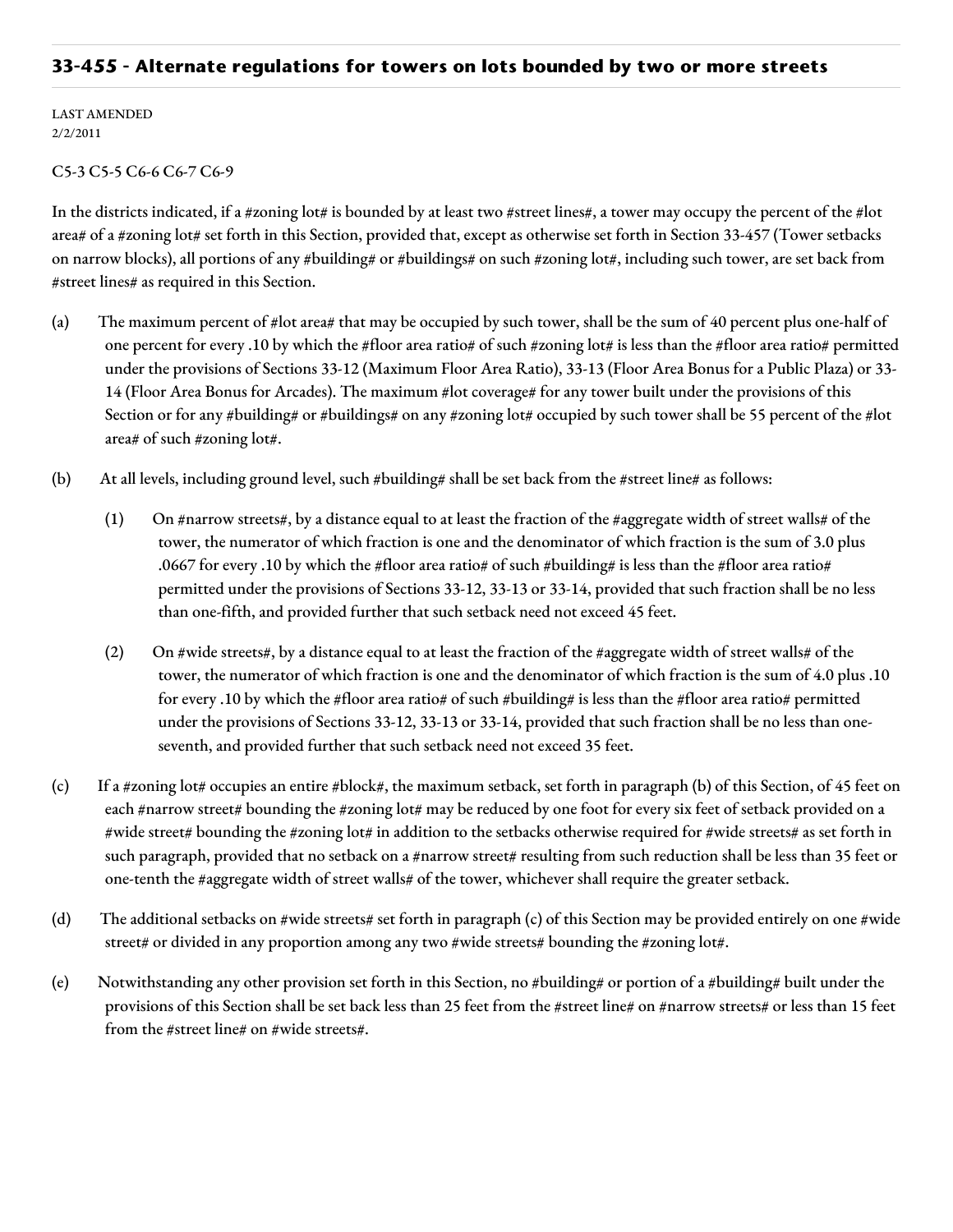## 33-455 - Alternate regulations for towers on lots bounded by two or more streets

LAST AMENDED
2/2/2011

C5-3 C5-5 C6-6 C6-7 C6-9

In the districts indicated, if a #zoning lot# is bounded by at least two #street lines#, a tower may occupy the percent of the #lot area# of a #zoning lot# set forth in this Section, provided that, except as otherwise set forth in Section 33-457 (Tower setbacks on narrow blocks), all portions of any #building# or #buildings# on such #zoning lot#, including such tower, are set back from #street lines# as required in this Section.

(a) The maximum percent of #lot area# that may be occupied by such tower, shall be the sum of 40 percent plus one-half of one percent for every .10 by which the #floor area ratio# of such #zoning lot# is less than the #floor area ratio# permitted under the provisions of Sections 33-12 (Maximum Floor Area Ratio), 33-13 (Floor Area Bonus for a Public Plaza) or 33-14 (Floor Area Bonus for Arcades). The maximum #lot coverage# for any tower built under the provisions of this Section or for any #building# or #buildings# on any #zoning lot# occupied by such tower shall be 55 percent of the #lot area# of such #zoning lot#.

(b) At all levels, including ground level, such #building# shall be set back from the #street line# as follows:

(1) On #narrow streets#, by a distance equal to at least the fraction of the #aggregate width of street walls# of the tower, the numerator of which fraction is one and the denominator of which fraction is the sum of 3.0 plus .0667 for every .10 by which the #floor area ratio# of such #building# is less than the #floor area ratio# permitted under the provisions of Sections 33-12, 33-13 or 33-14, provided that such fraction shall be no less than one-fifth, and provided further that such setback need not exceed 45 feet.

(2) On #wide streets#, by a distance equal to at least the fraction of the #aggregate width of street walls# of the tower, the numerator of which fraction is one and the denominator of which fraction is the sum of 4.0 plus .10 for every .10 by which the #floor area ratio# of such #building# is less than the #floor area ratio# permitted under the provisions of Sections 33-12, 33-13 or 33-14, provided that such fraction shall be no less than one-seventh, and provided further that such setback need not exceed 35 feet.

(c) If a #zoning lot# occupies an entire #block#, the maximum setback, set forth in paragraph (b) of this Section, of 45 feet on each #narrow street# bounding the #zoning lot# may be reduced by one foot for every six feet of setback provided on a #wide street# bounding the #zoning lot# in addition to the setbacks otherwise required for #wide streets# as set forth in such paragraph, provided that no setback on a #narrow street# resulting from such reduction shall be less than 35 feet or one-tenth the #aggregate width of street walls# of the tower, whichever shall require the greater setback.

(d) The additional setbacks on #wide streets# set forth in paragraph (c) of this Section may be provided entirely on one #wide street# or divided in any proportion among any two #wide streets# bounding the #zoning lot#.

(e) Notwithstanding any other provision set forth in this Section, no #building# or portion of a #building# built under the provisions of this Section shall be set back less than 25 feet from the #street line# on #narrow streets# or less than 15 feet from the #street line# on #wide streets#.